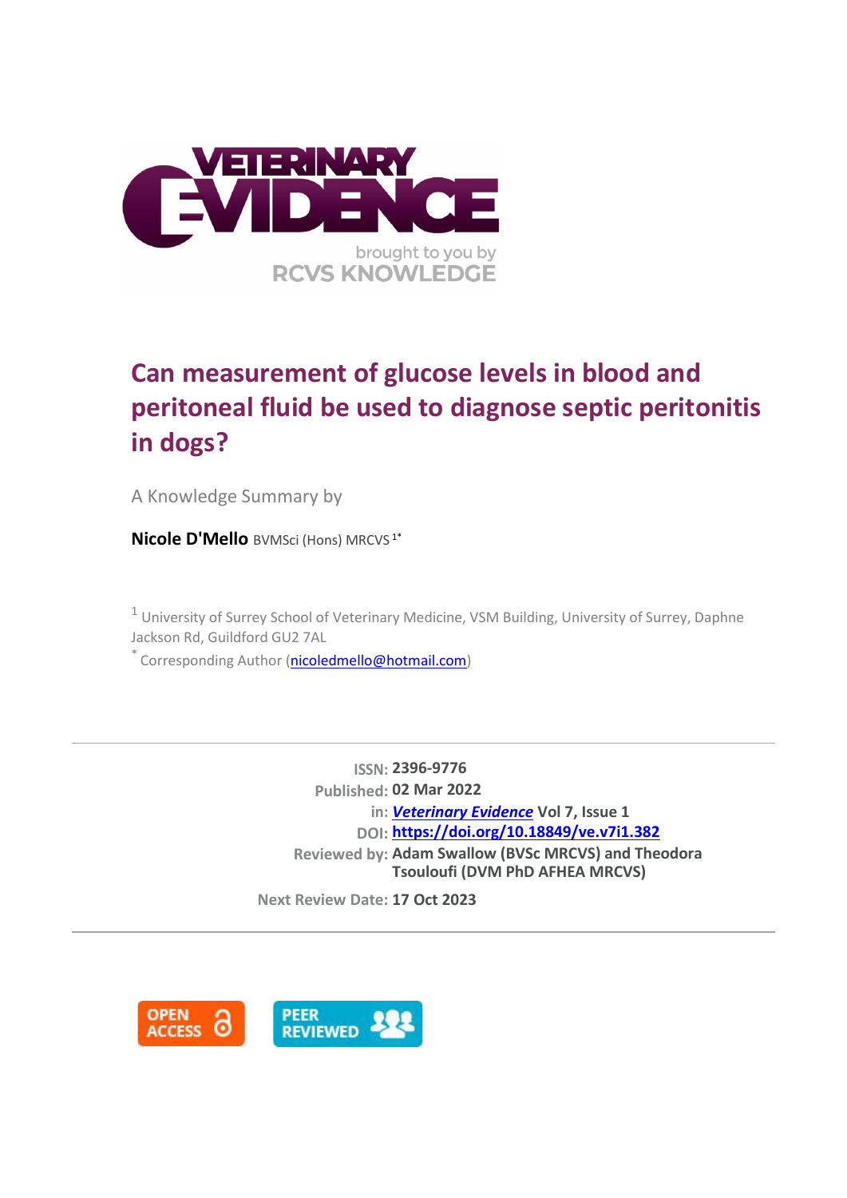# Can measurement of glucose levels in blood and peritoneal fluid be used to diagnose septic peritonitis in dogs?

A Knowledge Summary by

**Nicole D'Mello** BVMSci (Hons) MRCVS [1*]

[1] University of Surrey School of Veterinary Medicine, VSM Building, University of Surrey, Daphne Jackson Rd, Guildford GU2 7AL

[*] Corresponding Author (nicoledmello@hotmail.com)

**ISSN:** 2396-9776
**Published:** 02 Mar 2022
**in:** *Veterinary Evidence* Vol 7, Issue 1
**DOI:** https://doi.org/10.18849/ve.v7i1.382
**Reviewed by:** Adam Swallow (BVSc MRCVS) and Theodora Tsouloufi (DVM PhD AFHEA MRCVS)
**Next Review Date:** 17 Oct 2023

OPEN ACCESS

PEER REVIEWED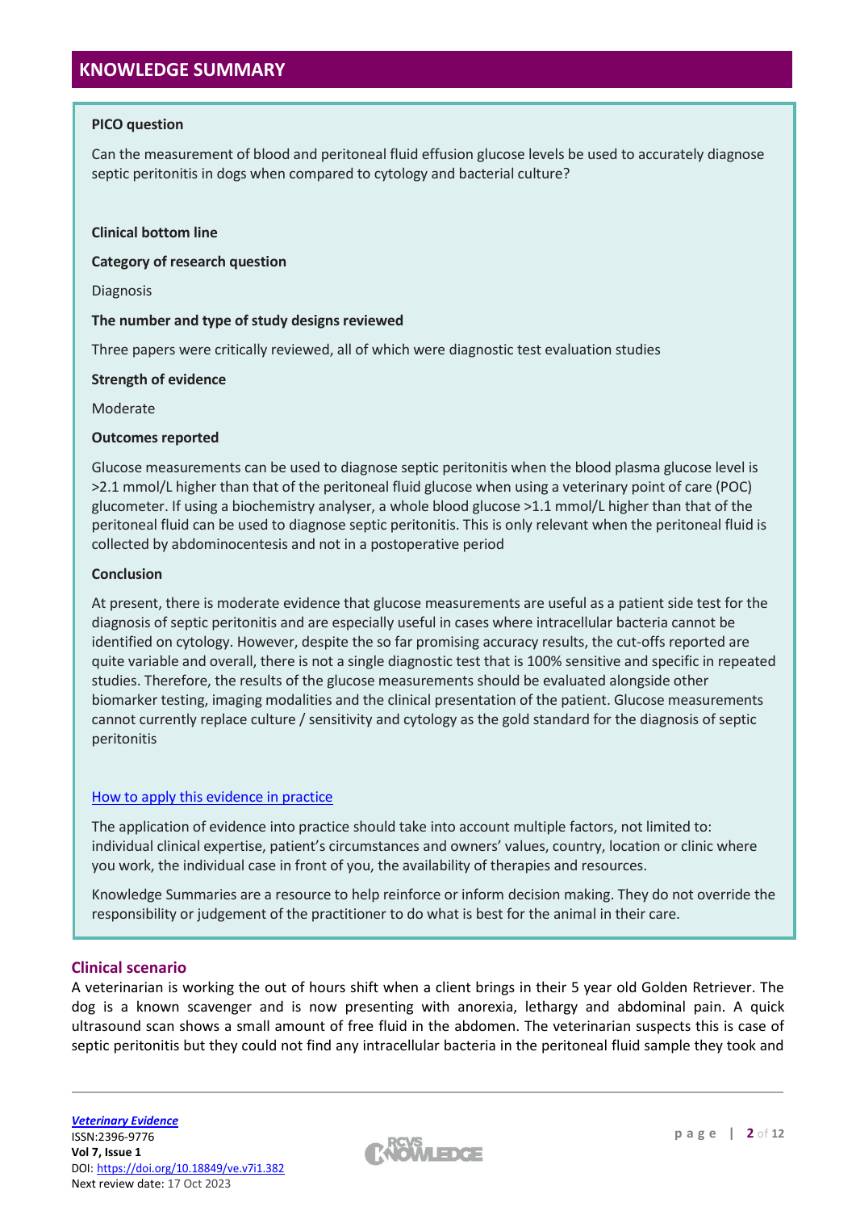## KNOWLEDGE SUMMARY

**PICO question**

Can the measurement of blood and peritoneal fluid effusion glucose levels be used to accurately diagnose septic peritonitis in dogs when compared to cytology and bacterial culture?

**Clinical bottom line**

**Category of research question**

Diagnosis

**The number and type of study designs reviewed**

Three papers were critically reviewed, all of which were diagnostic test evaluation studies

**Strength of evidence**

Moderate

**Outcomes reported**

Glucose measurements can be used to diagnose septic peritonitis when the blood plasma glucose level is >2.1 mmol/L higher than that of the peritoneal fluid glucose when using a veterinary point of care (POC) glucometer. If using a biochemistry analyser, a whole blood glucose >1.1 mmol/L higher than that of the peritoneal fluid can be used to diagnose septic peritonitis. This is only relevant when the peritoneal fluid is collected by abdominocentesis and not in a postoperative period

**Conclusion**

At present, there is moderate evidence that glucose measurements are useful as a patient side test for the diagnosis of septic peritonitis and are especially useful in cases where intracellular bacteria cannot be identified on cytology. However, despite the so far promising accuracy results, the cut-offs reported are quite variable and overall, there is not a single diagnostic test that is 100% sensitive and specific in repeated studies. Therefore, the results of the glucose measurements should be evaluated alongside other biomarker testing, imaging modalities and the clinical presentation of the patient. Glucose measurements cannot currently replace culture / sensitivity and cytology as the gold standard for the diagnosis of septic peritonitis

How to apply this evidence in practice

The application of evidence into practice should take into account multiple factors, not limited to: individual clinical expertise, patient's circumstances and owners' values, country, location or clinic where you work, the individual case in front of you, the availability of therapies and resources.

Knowledge Summaries are a resource to help reinforce or inform decision making. They do not override the responsibility or judgement of the practitioner to do what is best for the animal in their care.

## Clinical scenario

A veterinarian is working the out of hours shift when a client brings in their 5 year old Golden Retriever. The dog is a known scavenger and is now presenting with anorexia, lethargy and abdominal pain. A quick ultrasound scan shows a small amount of free fluid in the abdomen. The veterinarian suspects this is case of septic peritonitis but they could not find any intracellular bacteria in the peritoneal fluid sample they took and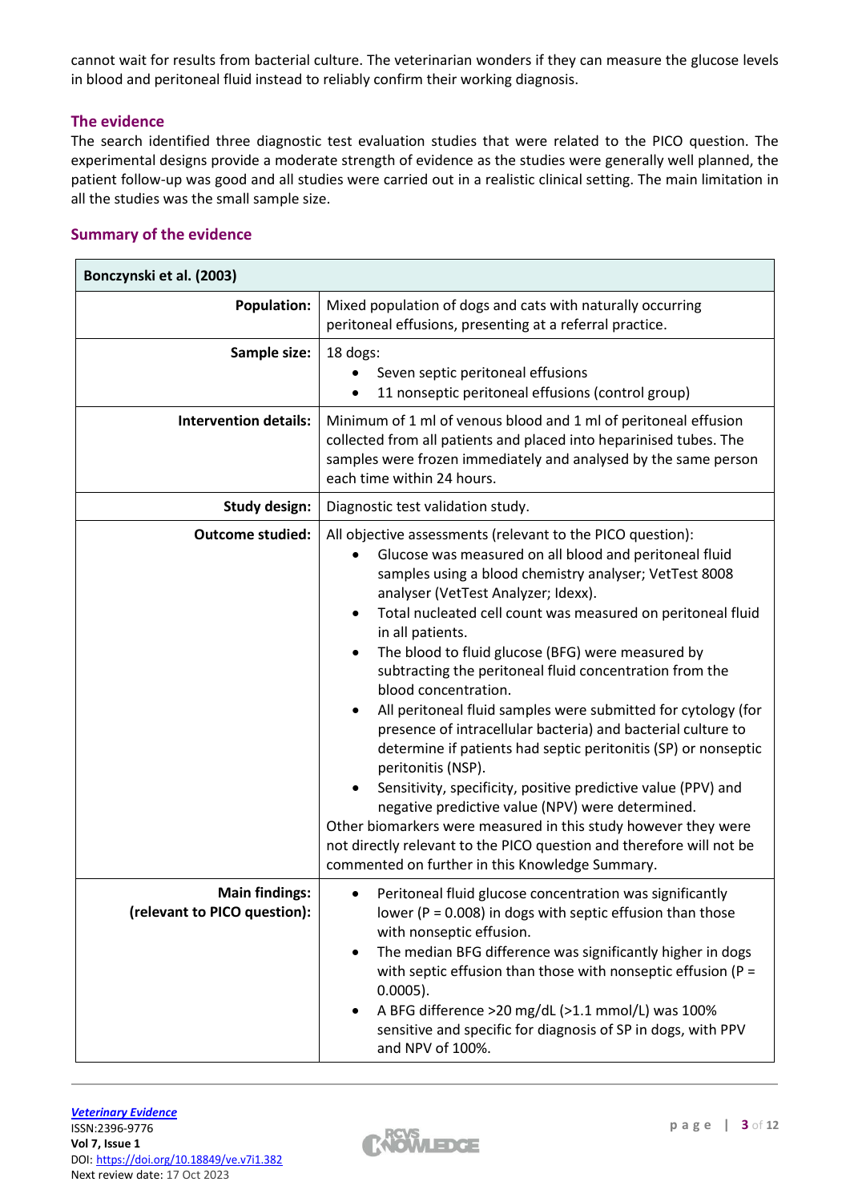cannot wait for results from bacterial culture. The veterinarian wonders if they can measure the glucose levels in blood and peritoneal fluid instead to reliably confirm their working diagnosis.

## The evidence

The search identified three diagnostic test evaluation studies that were related to the PICO question. The experimental designs provide a moderate strength of evidence as the studies were generally well planned, the patient follow-up was good and all studies were carried out in a realistic clinical setting. The main limitation in all the studies was the small sample size.

## Summary of the evidence

| **Bonczynski et al. (2003)** | |
|---|---|
| **Population:** | Mixed population of dogs and cats with naturally occurring peritoneal effusions, presenting at a referral practice. |
| **Sample size:** | 18 dogs:<br>• Seven septic peritoneal effusions<br>• 11 nonseptic peritoneal effusions (control group) |
| **Intervention details:** | Minimum of 1 ml of venous blood and 1 ml of peritoneal effusion collected from all patients and placed into heparinised tubes. The samples were frozen immediately and analysed by the same person each time within 24 hours. |
| **Study design:** | Diagnostic test validation study. |
| **Outcome studied:** | All objective assessments (relevant to the PICO question):<br>• Glucose was measured on all blood and peritoneal fluid samples using a blood chemistry analyser; VetTest 8008 analyser (VetTest Analyzer; Idexx).<br>• Total nucleated cell count was measured on peritoneal fluid in all patients.<br>• The blood to fluid glucose (BFG) were measured by subtracting the peritoneal fluid concentration from the blood concentration.<br>• All peritoneal fluid samples were submitted for cytology (for presence of intracellular bacteria) and bacterial culture to determine if patients had septic peritonitis (SP) or nonseptic peritonitis (NSP).<br>• Sensitivity, specificity, positive predictive value (PPV) and negative predictive value (NPV) were determined.<br>Other biomarkers were measured in this study however they were not directly relevant to the PICO question and therefore will not be commented on further in this Knowledge Summary. |
| **Main findings:**<br>**(relevant to PICO question):** | • Peritoneal fluid glucose concentration was significantly lower ($P = 0.008$) in dogs with septic effusion than those with nonseptic effusion.<br>• The median BFG difference was significantly higher in dogs with septic effusion than those with nonseptic effusion ($P = 0.0005$).<br>• A BFG difference >20 mg/dL (>1.1 mmol/L) was 100% sensitive and specific for diagnosis of SP in dogs, with PPV and NPV of 100%. |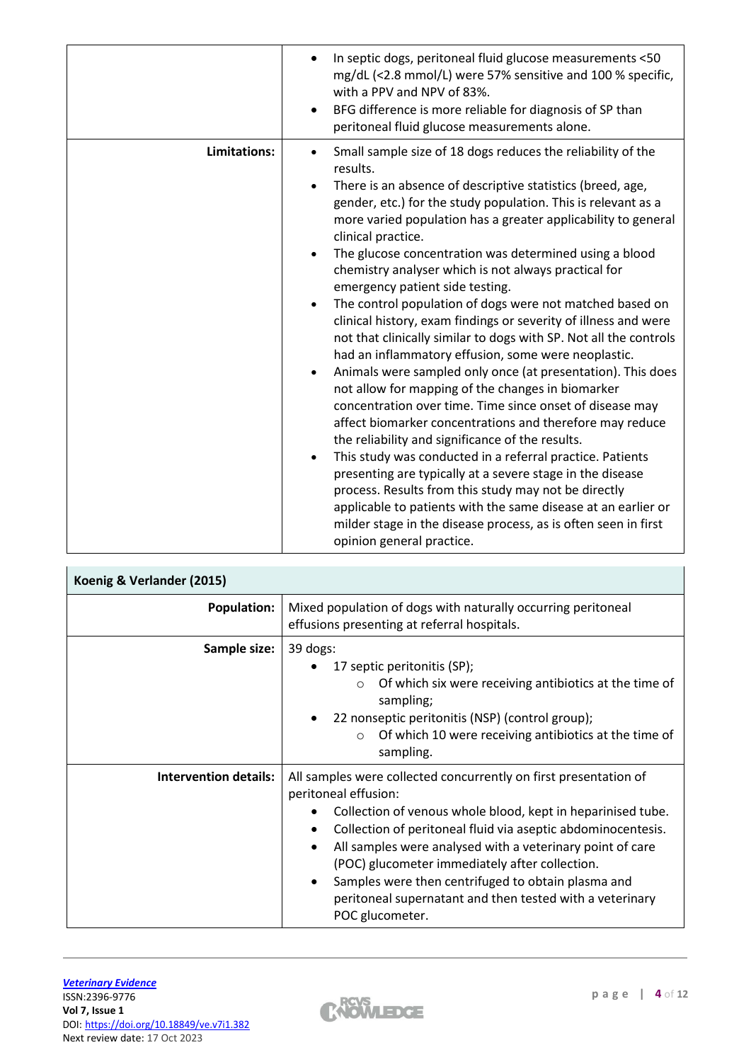| | |
|---|---|
| | • In septic dogs, peritoneal fluid glucose measurements <50 mg/dL (<2.8 mmol/L) were 57% sensitive and 100 % specific, with a PPV and NPV of 83%.<br>• BFG difference is more reliable for diagnosis of SP than peritoneal fluid glucose measurements alone. |
| **Limitations:** | • Small sample size of 18 dogs reduces the reliability of the results.<br>• There is an absence of descriptive statistics (breed, age, gender, etc.) for the study population. This is relevant as a more varied population has a greater applicability to general clinical practice.<br>• The glucose concentration was determined using a blood chemistry analyser which is not always practical for emergency patient side testing.<br>• The control population of dogs were not matched based on clinical history, exam findings or severity of illness and were not that clinically similar to dogs with SP. Not all the controls had an inflammatory effusion, some were neoplastic.<br>• Animals were sampled only once (at presentation). This does not allow for mapping of the changes in biomarker concentration over time. Time since onset of disease may affect biomarker concentrations and therefore may reduce the reliability and significance of the results.<br>• This study was conducted in a referral practice. Patients presenting are typically at a severe stage in the disease process. Results from this study may not be directly applicable to patients with the same disease at an earlier or milder stage in the disease process, as is often seen in first opinion general practice. |

| **Koenig & Verlander (2015)** | |
|---|---|
| **Population:** | Mixed population of dogs with naturally occurring peritoneal effusions presenting at referral hospitals. |
| **Sample size:** | 39 dogs:<br>• 17 septic peritonitis (SP);<br>&nbsp;&nbsp;&nbsp;&nbsp;○ Of which six were receiving antibiotics at the time of sampling;<br>• 22 nonseptic peritonitis (NSP) (control group);<br>&nbsp;&nbsp;&nbsp;&nbsp;○ Of which 10 were receiving antibiotics at the time of sampling. |
| **Intervention details:** | All samples were collected concurrently on first presentation of peritoneal effusion:<br>• Collection of venous whole blood, kept in heparinised tube.<br>• Collection of peritoneal fluid via aseptic abdominocentesis.<br>• All samples were analysed with a veterinary point of care (POC) glucometer immediately after collection.<br>• Samples were then centrifuged to obtain plasma and peritoneal supernatant and then tested with a veterinary POC glucometer. |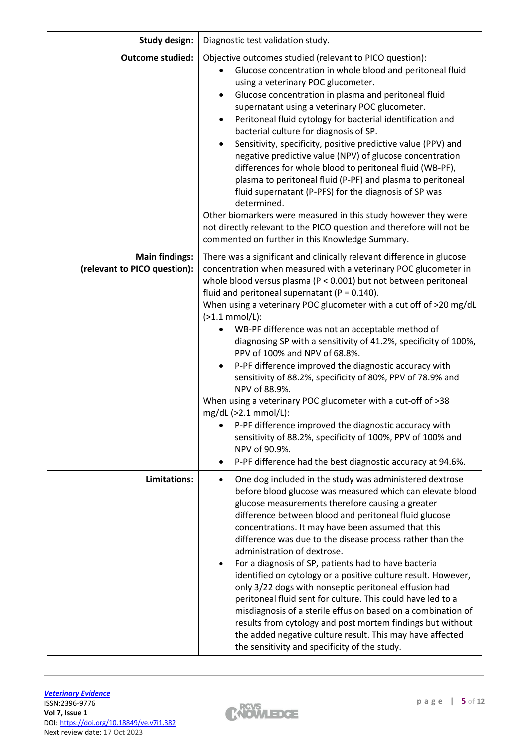| | |
|---|---|
| **Study design:** | Diagnostic test validation study. |
| **Outcome studied:** | Objective outcomes studied (relevant to PICO question):<br>• Glucose concentration in whole blood and peritoneal fluid using a veterinary POC glucometer.<br>• Glucose concentration in plasma and peritoneal fluid supernatant using a veterinary POC glucometer.<br>• Peritoneal fluid cytology for bacterial identification and bacterial culture for diagnosis of SP.<br>• Sensitivity, specificity, positive predictive value (PPV) and negative predictive value (NPV) of glucose concentration differences for whole blood to peritoneal fluid (WB-PF), plasma to peritoneal fluid (P-PF) and plasma to peritoneal fluid supernatant (P-PFS) for the diagnosis of SP was determined.<br>Other biomarkers were measured in this study however they were not directly relevant to the PICO question and therefore will not be commented on further in this Knowledge Summary. |
| **Main findings:**<br>**(relevant to PICO question):** | There was a significant and clinically relevant difference in glucose concentration when measured with a veterinary POC glucometer in whole blood versus plasma ($P < 0.001$) but not between peritoneal fluid and peritoneal supernatant ($P = 0.140$).<br>When using a veterinary POC glucometer with a cut off of >20 mg/dL (>1.1 mmol/L):<br>• WB-PF difference was not an acceptable method of diagnosing SP with a sensitivity of 41.2%, specificity of 100%, PPV of 100% and NPV of 68.8%.<br>• P-PF difference improved the diagnostic accuracy with sensitivity of 88.2%, specificity of 80%, PPV of 78.9% and NPV of 88.9%.<br>When using a veterinary POC glucometer with a cut-off of >38 mg/dL (>2.1 mmol/L):<br>• P-PF difference improved the diagnostic accuracy with sensitivity of 88.2%, specificity of 100%, PPV of 100% and NPV of 90.9%.<br>• P-PF difference had the best diagnostic accuracy at 94.6%. |
| **Limitations:** | • One dog included in the study was administered dextrose before blood glucose was measured which can elevate blood glucose measurements therefore causing a greater difference between blood and peritoneal fluid glucose concentrations. It may have been assumed that this difference was due to the disease process rather than the administration of dextrose.<br>• For a diagnosis of SP, patients had to have bacteria identified on cytology or a positive culture result. However, only 3/22 dogs with nonseptic peritoneal effusion had peritoneal fluid sent for culture. This could have led to a misdiagnosis of a sterile effusion based on a combination of results from cytology and post mortem findings but without the added negative culture result. This may have affected the sensitivity and specificity of the study. |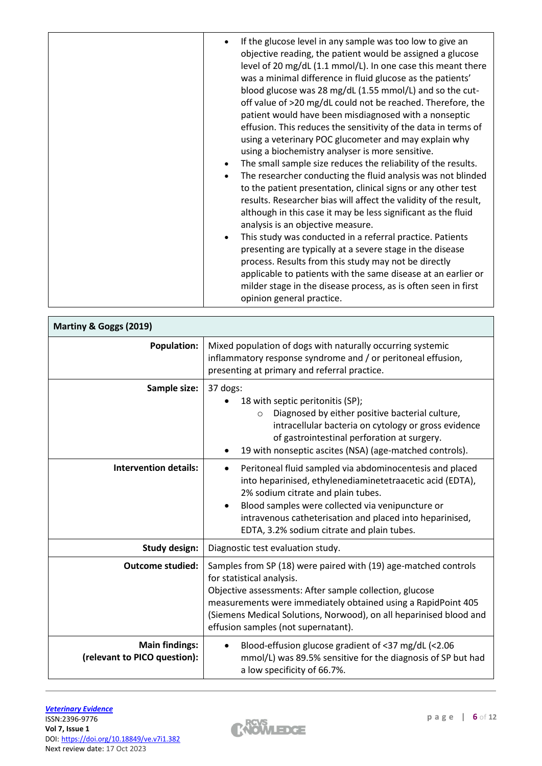| | |
|---|---|
| | <ul><li>If the glucose level in any sample was too low to give an objective reading, the patient would be assigned a glucose level of 20 mg/dL (1.1 mmol/L). In one case this meant there was a minimal difference in fluid glucose as the patients' blood glucose was 28 mg/dL (1.55 mmol/L) and so the cut-off value of >20 mg/dL could not be reached. Therefore, the patient would have been misdiagnosed with a nonseptic effusion. This reduces the sensitivity of the data in terms of using a veterinary POC glucometer and may explain why using a biochemistry analyser is more sensitive.</li><li>The small sample size reduces the reliability of the results.</li><li>The researcher conducting the fluid analysis was not blinded to the patient presentation, clinical signs or any other test results. Researcher bias will affect the validity of the result, although in this case it may be less significant as the fluid analysis is an objective measure.</li><li>This study was conducted in a referral practice. Patients presenting are typically at a severe stage in the disease process. Results from this study may not be directly applicable to patients with the same disease at an earlier or milder stage in the disease process, as is often seen in first opinion general practice.</li></ul> |

| **Martiny & Goggs (2019)** | |
|---|---|
| **Population:** | Mixed population of dogs with naturally occurring systemic inflammatory response syndrome and / or peritoneal effusion, presenting at primary and referral practice. |
| **Sample size:** | 37 dogs:<ul><li>18 with septic peritonitis (SP);<ul><li>Diagnosed by either positive bacterial culture, intracellular bacteria on cytology or gross evidence of gastrointestinal perforation at surgery.</li></ul></li><li>19 with nonseptic ascites (NSA) (age-matched controls).</li></ul> |
| **Intervention details:** | <ul><li>Peritoneal fluid sampled via abdominocentesis and placed into heparinised, ethylenediaminetetraacetic acid (EDTA), 2% sodium citrate and plain tubes.</li><li>Blood samples were collected via venipuncture or intravenous catheterisation and placed into heparinised, EDTA, 3.2% sodium citrate and plain tubes.</li></ul> |
| **Study design:** | Diagnostic test evaluation study. |
| **Outcome studied:** | Samples from SP (18) were paired with (19) age-matched controls for statistical analysis.<br>Objective assessments: After sample collection, glucose measurements were immediately obtained using a RapidPoint 405 (Siemens Medical Solutions, Norwood), on all heparinised blood and effusion samples (not supernatant). |
| **Main findings:**<br>**(relevant to PICO question):** | <ul><li>Blood-effusion glucose gradient of <37 mg/dL (<2.06 mmol/L) was 89.5% sensitive for the diagnosis of SP but had a low specificity of 66.7%.</li></ul> |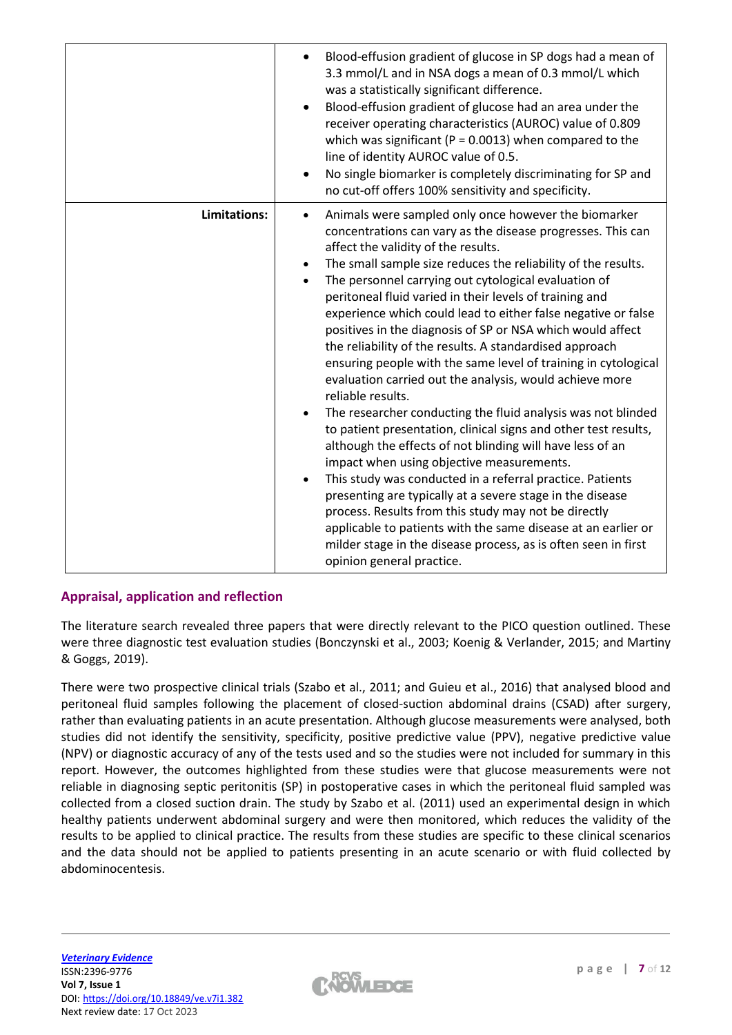| | |
|---|---|
| | • Blood-effusion gradient of glucose in SP dogs had a mean of 3.3 mmol/L and in NSA dogs a mean of 0.3 mmol/L which was a statistically significant difference.<br>• Blood-effusion gradient of glucose had an area under the receiver operating characteristics (AUROC) value of 0.809 which was significant (P = 0.0013) when compared to the line of identity AUROC value of 0.5.<br>• No single biomarker is completely discriminating for SP and no cut-off offers 100% sensitivity and specificity. |
| **Limitations:** | • Animals were sampled only once however the biomarker concentrations can vary as the disease progresses. This can affect the validity of the results.<br>• The small sample size reduces the reliability of the results.<br>• The personnel carrying out cytological evaluation of peritoneal fluid varied in their levels of training and experience which could lead to either false negative or false positives in the diagnosis of SP or NSA which would affect the reliability of the results. A standardised approach ensuring people with the same level of training in cytological evaluation carried out the analysis, would achieve more reliable results.<br>• The researcher conducting the fluid analysis was not blinded to patient presentation, clinical signs and other test results, although the effects of not blinding will have less of an impact when using objective measurements.<br>• This study was conducted in a referral practice. Patients presenting are typically at a severe stage in the disease process. Results from this study may not be directly applicable to patients with the same disease at an earlier or milder stage in the disease process, as is often seen in first opinion general practice. |

## Appraisal, application and reflection

The literature search revealed three papers that were directly relevant to the PICO question outlined. These were three diagnostic test evaluation studies (Bonczynski et al., 2003; Koenig & Verlander, 2015; and Martiny & Goggs, 2019).

There were two prospective clinical trials (Szabo et al., 2011; and Guieu et al., 2016) that analysed blood and peritoneal fluid samples following the placement of closed-suction abdominal drains (CSAD) after surgery, rather than evaluating patients in an acute presentation. Although glucose measurements were analysed, both studies did not identify the sensitivity, specificity, positive predictive value (PPV), negative predictive value (NPV) or diagnostic accuracy of any of the tests used and so the studies were not included for summary in this report. However, the outcomes highlighted from these studies were that glucose measurements were not reliable in diagnosing septic peritonitis (SP) in postoperative cases in which the peritoneal fluid sampled was collected from a closed suction drain. The study by Szabo et al. (2011) used an experimental design in which healthy patients underwent abdominal surgery and were then monitored, which reduces the validity of the results to be applied to clinical practice. The results from these studies are specific to these clinical scenarios and the data should not be applied to patients presenting in an acute scenario or with fluid collected by abdominocentesis.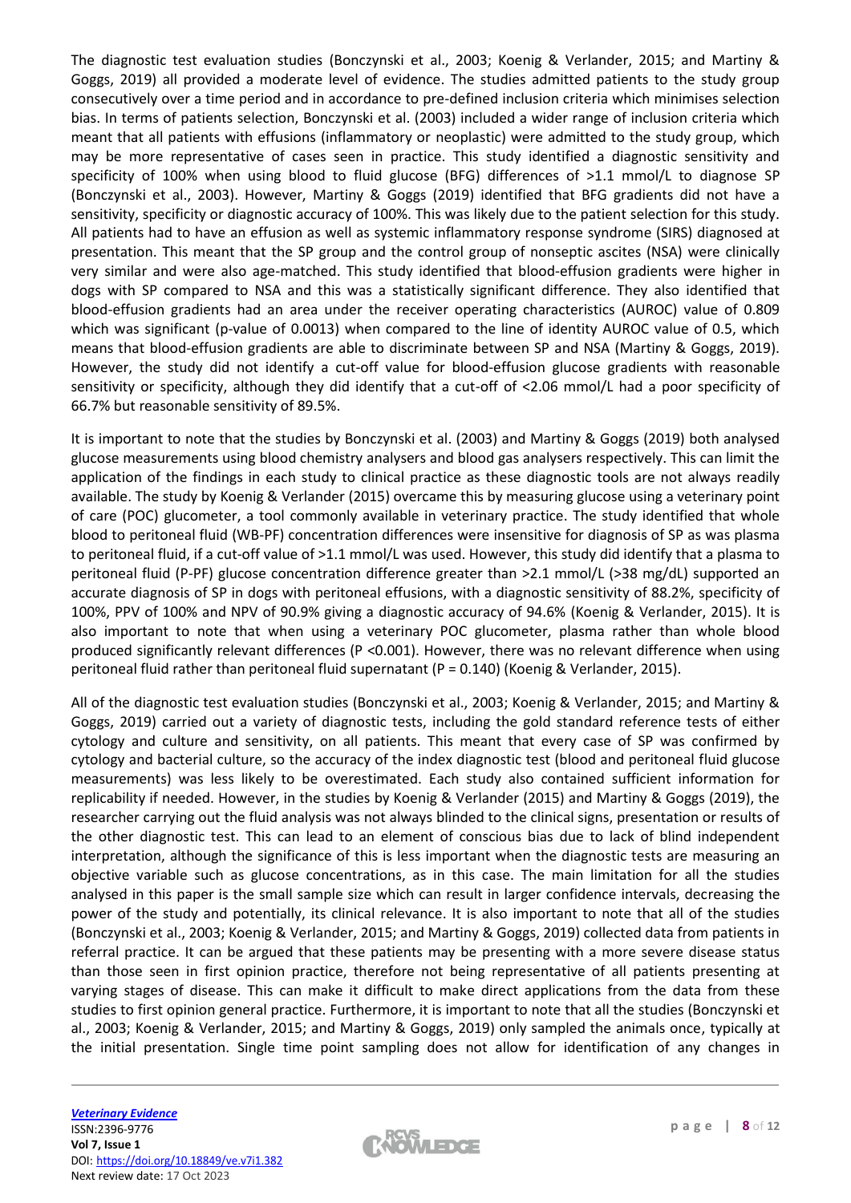The diagnostic test evaluation studies (Bonczynski et al., 2003; Koenig & Verlander, 2015; and Martiny & Goggs, 2019) all provided a moderate level of evidence. The studies admitted patients to the study group consecutively over a time period and in accordance to pre-defined inclusion criteria which minimises selection bias. In terms of patients selection, Bonczynski et al. (2003) included a wider range of inclusion criteria which meant that all patients with effusions (inflammatory or neoplastic) were admitted to the study group, which may be more representative of cases seen in practice. This study identified a diagnostic sensitivity and specificity of 100% when using blood to fluid glucose (BFG) differences of >1.1 mmol/L to diagnose SP (Bonczynski et al., 2003). However, Martiny & Goggs (2019) identified that BFG gradients did not have a sensitivity, specificity or diagnostic accuracy of 100%. This was likely due to the patient selection for this study. All patients had to have an effusion as well as systemic inflammatory response syndrome (SIRS) diagnosed at presentation. This meant that the SP group and the control group of nonseptic ascites (NSA) were clinically very similar and were also age-matched. This study identified that blood-effusion gradients were higher in dogs with SP compared to NSA and this was a statistically significant difference. They also identified that blood-effusion gradients had an area under the receiver operating characteristics (AUROC) value of 0.809 which was significant (p-value of 0.0013) when compared to the line of identity AUROC value of 0.5, which means that blood-effusion gradients are able to discriminate between SP and NSA (Martiny & Goggs, 2019). However, the study did not identify a cut-off value for blood-effusion glucose gradients with reasonable sensitivity or specificity, although they did identify that a cut-off of <2.06 mmol/L had a poor specificity of 66.7% but reasonable sensitivity of 89.5%.

It is important to note that the studies by Bonczynski et al. (2003) and Martiny & Goggs (2019) both analysed glucose measurements using blood chemistry analysers and blood gas analysers respectively. This can limit the application of the findings in each study to clinical practice as these diagnostic tools are not always readily available. The study by Koenig & Verlander (2015) overcame this by measuring glucose using a veterinary point of care (POC) glucometer, a tool commonly available in veterinary practice. The study identified that whole blood to peritoneal fluid (WB-PF) concentration differences were insensitive for diagnosis of SP as was plasma to peritoneal fluid, if a cut-off value of >1.1 mmol/L was used. However, this study did identify that a plasma to peritoneal fluid (P-PF) glucose concentration difference greater than >2.1 mmol/L (>38 mg/dL) supported an accurate diagnosis of SP in dogs with peritoneal effusions, with a diagnostic sensitivity of 88.2%, specificity of 100%, PPV of 100% and NPV of 90.9% giving a diagnostic accuracy of 94.6% (Koenig & Verlander, 2015). It is also important to note that when using a veterinary POC glucometer, plasma rather than whole blood produced significantly relevant differences (P <0.001). However, there was no relevant difference when using peritoneal fluid rather than peritoneal fluid supernatant (P = 0.140) (Koenig & Verlander, 2015).

All of the diagnostic test evaluation studies (Bonczynski et al., 2003; Koenig & Verlander, 2015; and Martiny & Goggs, 2019) carried out a variety of diagnostic tests, including the gold standard reference tests of either cytology and culture and sensitivity, on all patients. This meant that every case of SP was confirmed by cytology and bacterial culture, so the accuracy of the index diagnostic test (blood and peritoneal fluid glucose measurements) was less likely to be overestimated. Each study also contained sufficient information for replicability if needed. However, in the studies by Koenig & Verlander (2015) and Martiny & Goggs (2019), the researcher carrying out the fluid analysis was not always blinded to the clinical signs, presentation or results of the other diagnostic test. This can lead to an element of conscious bias due to lack of blind independent interpretation, although the significance of this is less important when the diagnostic tests are measuring an objective variable such as glucose concentrations, as in this case. The main limitation for all the studies analysed in this paper is the small sample size which can result in larger confidence intervals, decreasing the power of the study and potentially, its clinical relevance. It is also important to note that all of the studies (Bonczynski et al., 2003; Koenig & Verlander, 2015; and Martiny & Goggs, 2019) collected data from patients in referral practice. It can be argued that these patients may be presenting with a more severe disease status than those seen in first opinion practice, therefore not being representative of all patients presenting at varying stages of disease. This can make it difficult to make direct applications from the data from these studies to first opinion general practice. Furthermore, it is important to note that all the studies (Bonczynski et al., 2003; Koenig & Verlander, 2015; and Martiny & Goggs, 2019) only sampled the animals once, typically at the initial presentation. Single time point sampling does not allow for identification of any changes in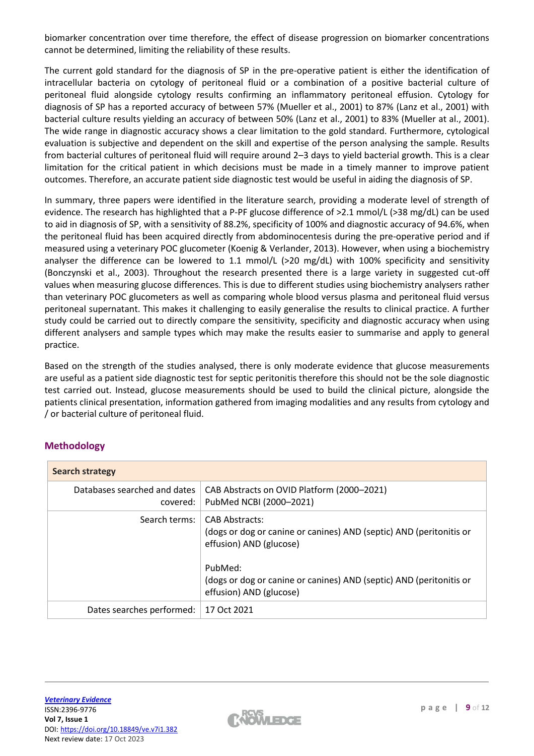biomarker concentration over time therefore, the effect of disease progression on biomarker concentrations cannot be determined, limiting the reliability of these results.

The current gold standard for the diagnosis of SP in the pre-operative patient is either the identification of intracellular bacteria on cytology of peritoneal fluid or a combination of a positive bacterial culture of peritoneal fluid alongside cytology results confirming an inflammatory peritoneal effusion. Cytology for diagnosis of SP has a reported accuracy of between 57% (Mueller et al., 2001) to 87% (Lanz et al., 2001) with bacterial culture results yielding an accuracy of between 50% (Lanz et al., 2001) to 83% (Mueller at al., 2001). The wide range in diagnostic accuracy shows a clear limitation to the gold standard. Furthermore, cytological evaluation is subjective and dependent on the skill and expertise of the person analysing the sample. Results from bacterial cultures of peritoneal fluid will require around 2–3 days to yield bacterial growth. This is a clear limitation for the critical patient in which decisions must be made in a timely manner to improve patient outcomes. Therefore, an accurate patient side diagnostic test would be useful in aiding the diagnosis of SP.

In summary, three papers were identified in the literature search, providing a moderate level of strength of evidence. The research has highlighted that a P-PF glucose difference of >2.1 mmol/L (>38 mg/dL) can be used to aid in diagnosis of SP, with a sensitivity of 88.2%, specificity of 100% and diagnostic accuracy of 94.6%, when the peritoneal fluid has been acquired directly from abdominocentesis during the pre-operative period and if measured using a veterinary POC glucometer (Koenig & Verlander, 2013). However, when using a biochemistry analyser the difference can be lowered to 1.1 mmol/L (>20 mg/dL) with 100% specificity and sensitivity (Bonczynski et al., 2003). Throughout the research presented there is a large variety in suggested cut-off values when measuring glucose differences. This is due to different studies using biochemistry analysers rather than veterinary POC glucometers as well as comparing whole blood versus plasma and peritoneal fluid versus peritoneal supernatant. This makes it challenging to easily generalise the results to clinical practice. A further study could be carried out to directly compare the sensitivity, specificity and diagnostic accuracy when using different analysers and sample types which may make the results easier to summarise and apply to general practice.

Based on the strength of the studies analysed, there is only moderate evidence that glucose measurements are useful as a patient side diagnostic test for septic peritonitis therefore this should not be the sole diagnostic test carried out. Instead, glucose measurements should be used to build the clinical picture, alongside the patients clinical presentation, information gathered from imaging modalities and any results from cytology and / or bacterial culture of peritoneal fluid.

## Methodology

| Search strategy | |
|---|---|
| Databases searched and dates covered: | CAB Abstracts on OVID Platform (2000–2021)<br>PubMed NCBI (2000–2021) |
| Search terms: | CAB Abstracts:<br>(dogs or dog or canine or canines) AND (septic) AND (peritonitis or effusion) AND (glucose)<br><br>PubMed:<br>(dogs or dog or canine or canines) AND (septic) AND (peritonitis or effusion) AND (glucose) |
| Dates searches performed: | 17 Oct 2021 |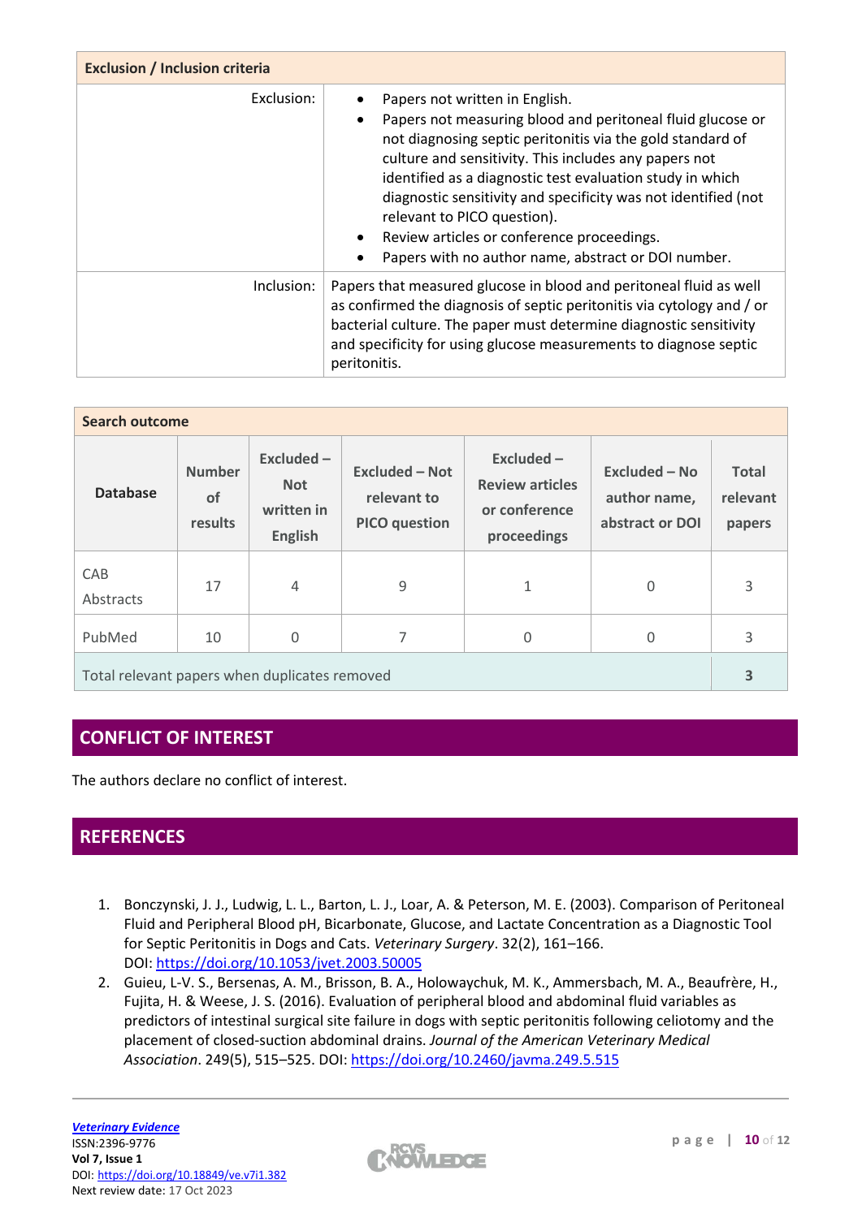| Exclusion / Inclusion criteria | |
|---|---|
| Exclusion: | • Papers not written in English.<br>• Papers not measuring blood and peritoneal fluid glucose or not diagnosing septic peritonitis via the gold standard of culture and sensitivity. This includes any papers not identified as a diagnostic test evaluation study in which diagnostic sensitivity and specificity was not identified (not relevant to PICO question).<br>• Review articles or conference proceedings.<br>• Papers with no author name, abstract or DOI number. |
| Inclusion: | Papers that measured glucose in blood and peritoneal fluid as well as confirmed the diagnosis of septic peritonitis via cytology and / or bacterial culture. The paper must determine diagnostic sensitivity and specificity for using glucose measurements to diagnose septic peritonitis. |

**Search outcome**

| Database | Number of results | Excluded – Not written in English | Excluded – Not relevant to PICO question | Excluded – Review articles or conference proceedings | Excluded – No author name, abstract or DOI | Total relevant papers |
|---|---|---|---|---|---|---|
| CAB Abstracts | 17 | 4 | 9 | 1 | 0 | 3 |
| PubMed | 10 | 0 | 7 | 0 | 0 | 3 |
| Total relevant papers when duplicates removed | | | | | | **3** |

## CONFLICT OF INTEREST

The authors declare no conflict of interest.

## REFERENCES

1. Bonczynski, J. J., Ludwig, L. L., Barton, L. J., Loar, A. & Peterson, M. E. (2003). Comparison of Peritoneal Fluid and Peripheral Blood pH, Bicarbonate, Glucose, and Lactate Concentration as a Diagnostic Tool for Septic Peritonitis in Dogs and Cats. *Veterinary Surgery*. 32(2), 161–166. DOI: https://doi.org/10.1053/jvet.2003.50005
2. Guieu, L-V. S., Bersenas, A. M., Brisson, B. A., Holowaychuk, M. K., Ammersbach, M. A., Beaufrère, H., Fujita, H. & Weese, J. S. (2016). Evaluation of peripheral blood and abdominal fluid variables as predictors of intestinal surgical site failure in dogs with septic peritonitis following celiotomy and the placement of closed-suction abdominal drains. *Journal of the American Veterinary Medical Association*. 249(5), 515–525. DOI: https://doi.org/10.2460/javma.249.5.515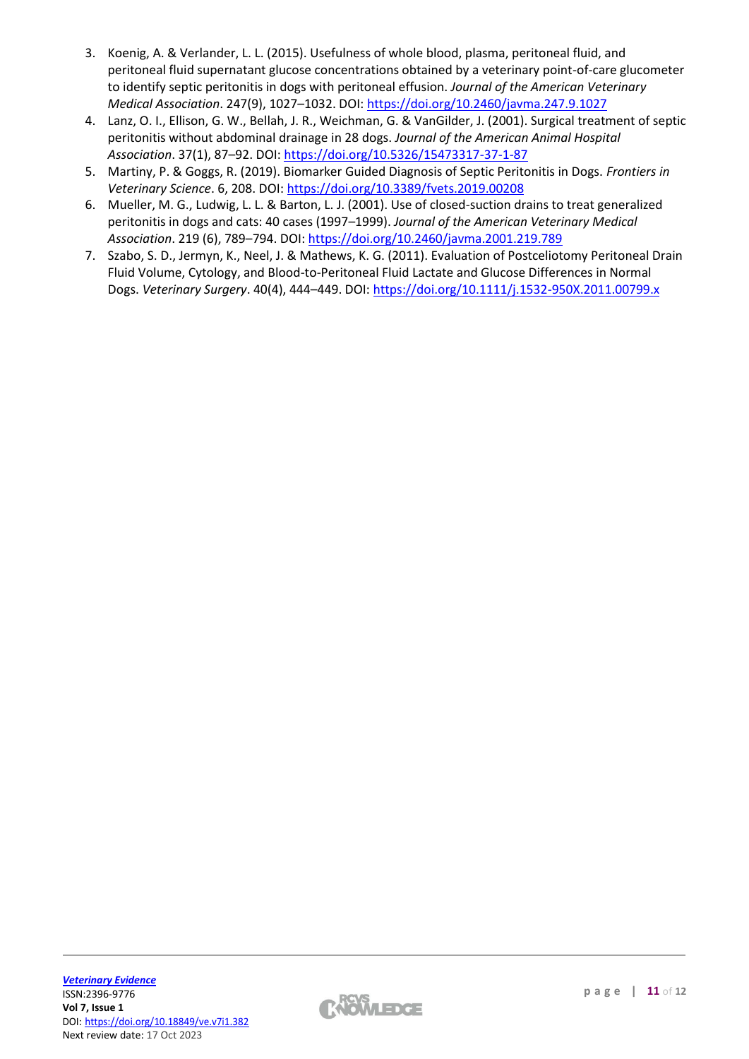3. Koenig, A. & Verlander, L. L. (2015). Usefulness of whole blood, plasma, peritoneal fluid, and peritoneal fluid supernatant glucose concentrations obtained by a veterinary point-of-care glucometer to identify septic peritonitis in dogs with peritoneal effusion. *Journal of the American Veterinary Medical Association*. 247(9), 1027–1032. DOI: https://doi.org/10.2460/javma.247.9.1027
4. Lanz, O. I., Ellison, G. W., Bellah, J. R., Weichman, G. & VanGilder, J. (2001). Surgical treatment of septic peritonitis without abdominal drainage in 28 dogs. *Journal of the American Animal Hospital Association*. 37(1), 87–92. DOI: https://doi.org/10.5326/15473317-37-1-87
5. Martiny, P. & Goggs, R. (2019). Biomarker Guided Diagnosis of Septic Peritonitis in Dogs. *Frontiers in Veterinary Science*. 6, 208. DOI: https://doi.org/10.3389/fvets.2019.00208
6. Mueller, M. G., Ludwig, L. L. & Barton, L. J. (2001). Use of closed-suction drains to treat generalized peritonitis in dogs and cats: 40 cases (1997–1999). *Journal of the American Veterinary Medical Association*. 219 (6), 789–794. DOI: https://doi.org/10.2460/javma.2001.219.789
7. Szabo, S. D., Jermyn, K., Neel, J. & Mathews, K. G. (2011). Evaluation of Postceliotomy Peritoneal Drain Fluid Volume, Cytology, and Blood-to-Peritoneal Fluid Lactate and Glucose Differences in Normal Dogs. *Veterinary Surgery*. 40(4), 444–449. DOI: https://doi.org/10.1111/j.1532-950X.2011.00799.x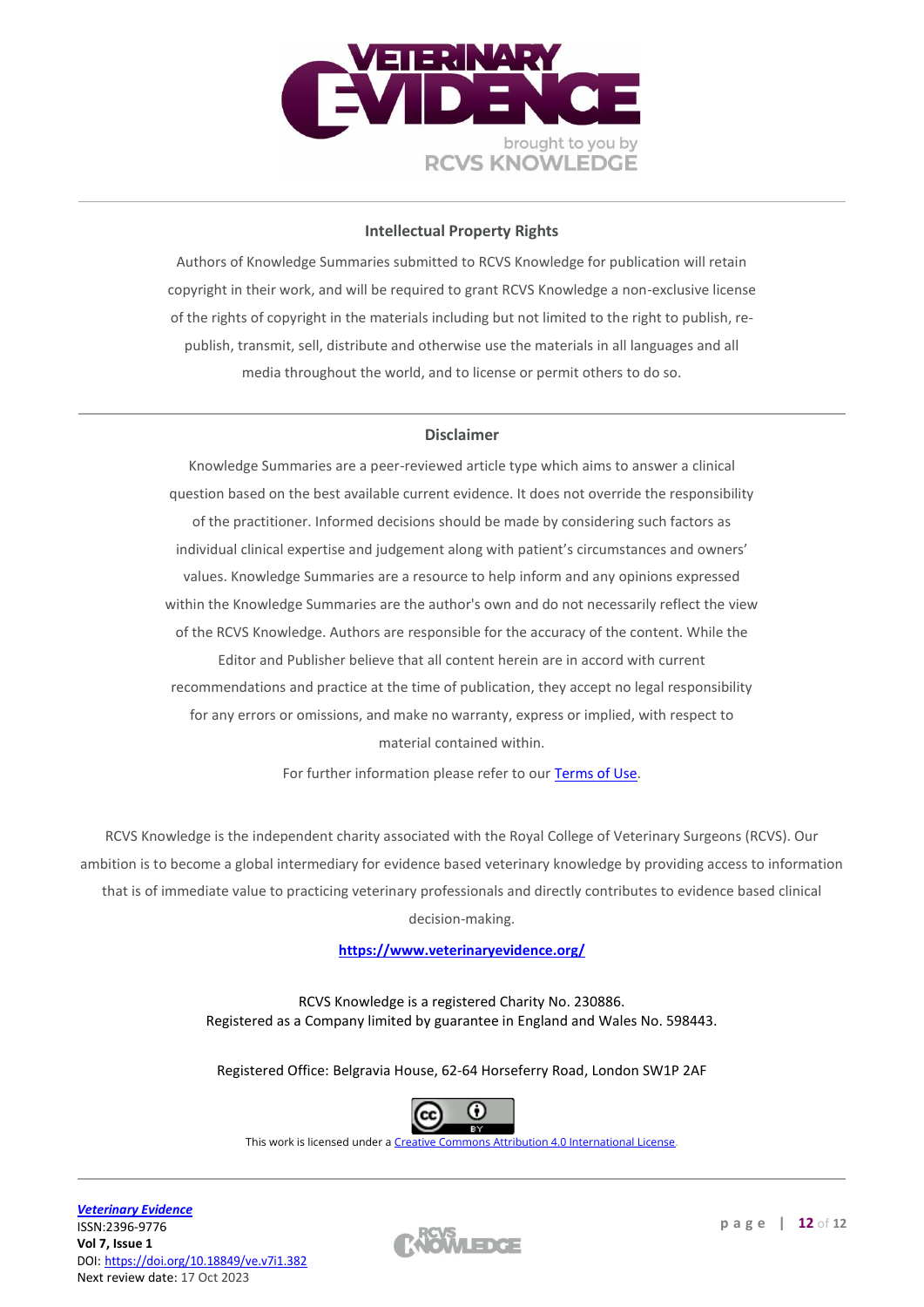## Intellectual Property Rights

Authors of Knowledge Summaries submitted to RCVS Knowledge for publication will retain copyright in their work, and will be required to grant RCVS Knowledge a non-exclusive license of the rights of copyright in the materials including but not limited to the right to publish, re-publish, transmit, sell, distribute and otherwise use the materials in all languages and all media throughout the world, and to license or permit others to do so.

## Disclaimer

Knowledge Summaries are a peer-reviewed article type which aims to answer a clinical question based on the best available current evidence. It does not override the responsibility of the practitioner. Informed decisions should be made by considering such factors as individual clinical expertise and judgement along with patient's circumstances and owners' values. Knowledge Summaries are a resource to help inform and any opinions expressed within the Knowledge Summaries are the author's own and do not necessarily reflect the view of the RCVS Knowledge. Authors are responsible for the accuracy of the content. While the Editor and Publisher believe that all content herein are in accord with current recommendations and practice at the time of publication, they accept no legal responsibility for any errors or omissions, and make no warranty, express or implied, with respect to material contained within.

For further information please refer to our [Terms of Use](#).

RCVS Knowledge is the independent charity associated with the Royal College of Veterinary Surgeons (RCVS). Our ambition is to become a global intermediary for evidence based veterinary knowledge by providing access to information that is of immediate value to practicing veterinary professionals and directly contributes to evidence based clinical decision-making.

**https://www.veterinaryevidence.org/**

RCVS Knowledge is a registered Charity No. 230886.
Registered as a Company limited by guarantee in England and Wales No. 598443.

Registered Office: Belgravia House, 62-64 Horseferry Road, London SW1P 2AF

This work is licensed under a [Creative Commons Attribution 4.0 International License](#).

*Veterinary Evidence*
ISSN:2396-9776
**Vol 7, Issue 1**
DOI: https://doi.org/10.18849/ve.v7i1.382
Next review date: 17 Oct 2023